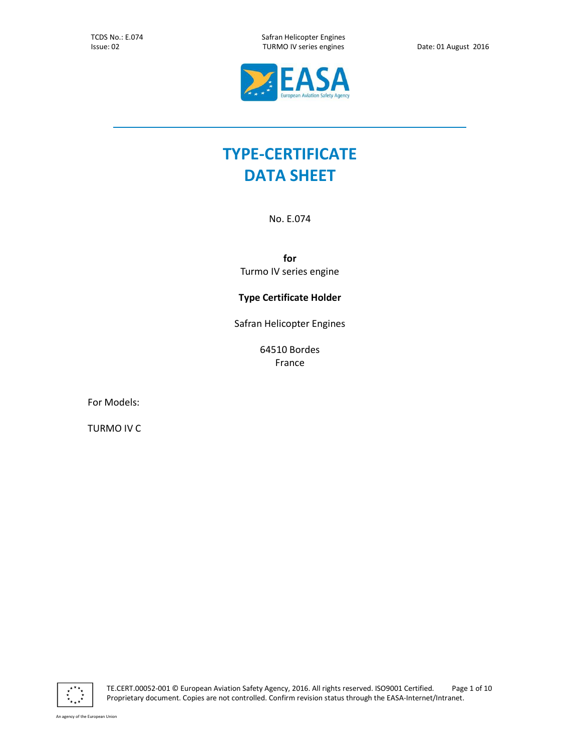# TYPE-CERTIFICATE DATA SHEET

No. E.074

**for**

Turmo IV series engine

**Type Certificate Holder**

Safran Helicopter Engines

64510 Bordes
France

For Models:

TURMO IV C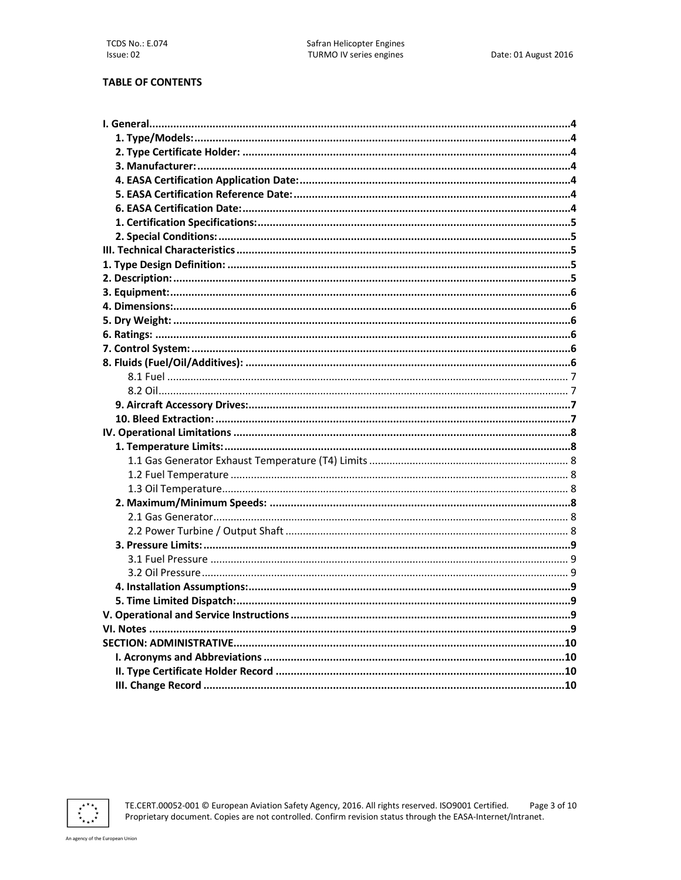**TABLE OF CONTENTS**

- **I. General** ..... 4
  - **1. Type/Models:** ..... 4
  - **2. Type Certificate Holder:** ..... 4
  - **3. Manufacturer:** ..... 4
  - **4. EASA Certification Application Date:** ..... 4
  - **5. EASA Certification Reference Date:** ..... 4
  - **6. EASA Certification Date:** ..... 4
  - **1. Certification Specifications:** ..... 5
  - **2. Special Conditions:** ..... 5
- **III. Technical Characteristics** ..... 5
- **1. Type Design Definition:** ..... 5
- **2. Description:** ..... 5
- **3. Equipment:** ..... 6
- **4. Dimensions:** ..... 6
- **5. Dry Weight:** ..... 6
- **6. Ratings:** ..... 6
- **7. Control System:** ..... 6
- **8. Fluids (Fuel/Oil/Additives):** ..... 6
  - 8.1 Fuel ..... 7
  - 8.2 Oil ..... 7
  - **9. Aircraft Accessory Drives:** ..... 7
  - **10. Bleed Extraction:** ..... 7
- **IV. Operational Limitations** ..... 8
  - **1. Temperature Limits:** ..... 8
    - 1.1 Gas Generator Exhaust Temperature (T4) Limits ..... 8
    - 1.2 Fuel Temperature ..... 8
    - 1.3 Oil Temperature ..... 8
  - **2. Maximum/Minimum Speeds:** ..... 8
    - 2.1 Gas Generator ..... 8
    - 2.2 Power Turbine / Output Shaft ..... 8
  - **3. Pressure Limits:** ..... 9
    - 3.1 Fuel Pressure ..... 9
    - 3.2 Oil Pressure ..... 9
  - **4. Installation Assumptions:** ..... 9
  - **5. Time Limited Dispatch:** ..... 9
- **V. Operational and Service Instructions** ..... 9
- **VI. Notes** ..... 9
- **SECTION: ADMINISTRATIVE** ..... 10
  - **I. Acronyms and Abbreviations** ..... 10
  - **II. Type Certificate Holder Record** ..... 10
  - **III. Change Record** ..... 10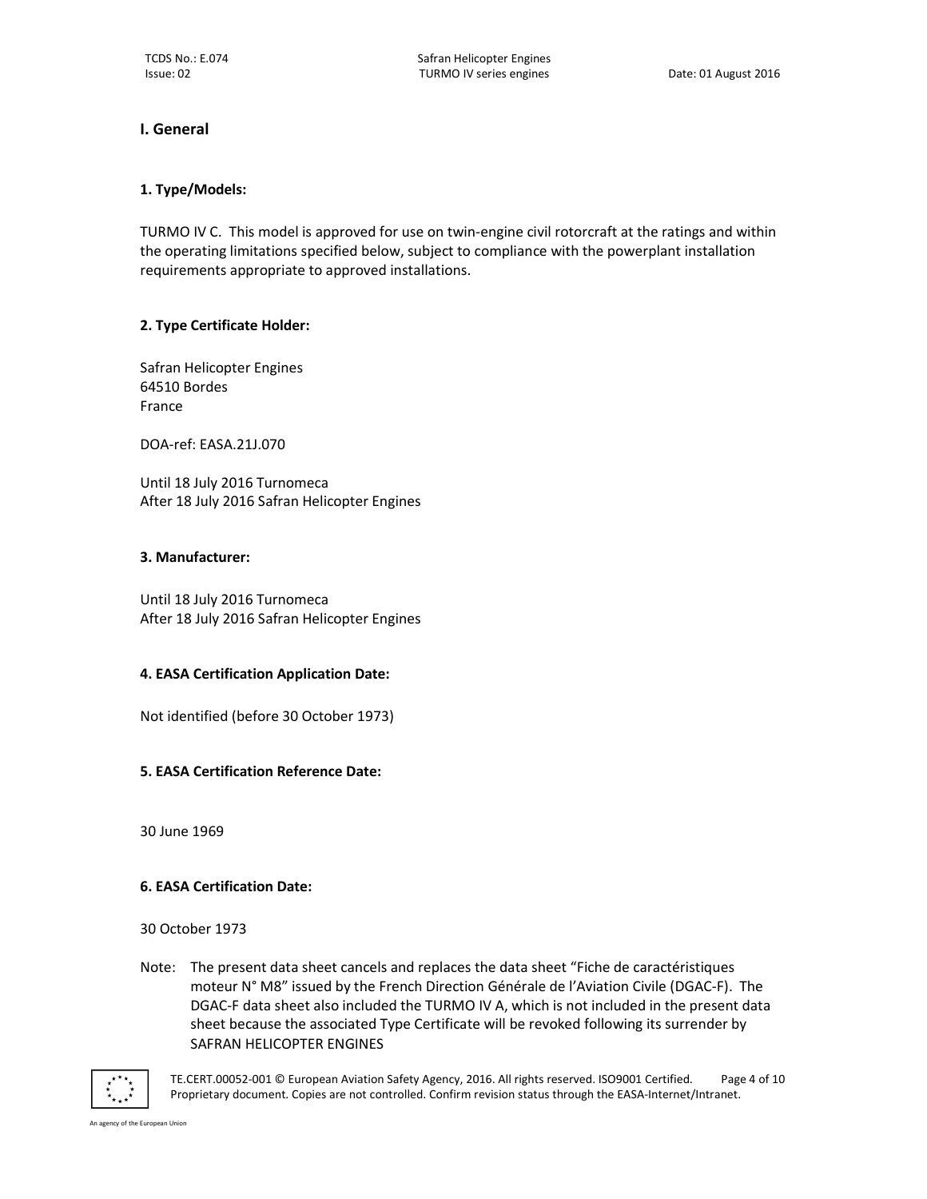## I. General

### 1. Type/Models:

TURMO IV C. This model is approved for use on twin-engine civil rotorcraft at the ratings and within the operating limitations specified below, subject to compliance with the powerplant installation requirements appropriate to approved installations.

### 2. Type Certificate Holder:

Safran Helicopter Engines
64510 Bordes
France

DOA-ref: EASA.21J.070

Until 18 July 2016 Turnomeca
After 18 July 2016 Safran Helicopter Engines

### 3. Manufacturer:

Until 18 July 2016 Turnomeca
After 18 July 2016 Safran Helicopter Engines

### 4. EASA Certification Application Date:

Not identified (before 30 October 1973)

### 5. EASA Certification Reference Date:

30 June 1969

### 6. EASA Certification Date:

30 October 1973

Note: The present data sheet cancels and replaces the data sheet "Fiche de caractéristiques moteur N° M8" issued by the French Direction Générale de l'Aviation Civile (DGAC-F). The DGAC-F data sheet also included the TURMO IV A, which is not included in the present data sheet because the associated Type Certificate will be revoked following its surrender by SAFRAN HELICOPTER ENGINES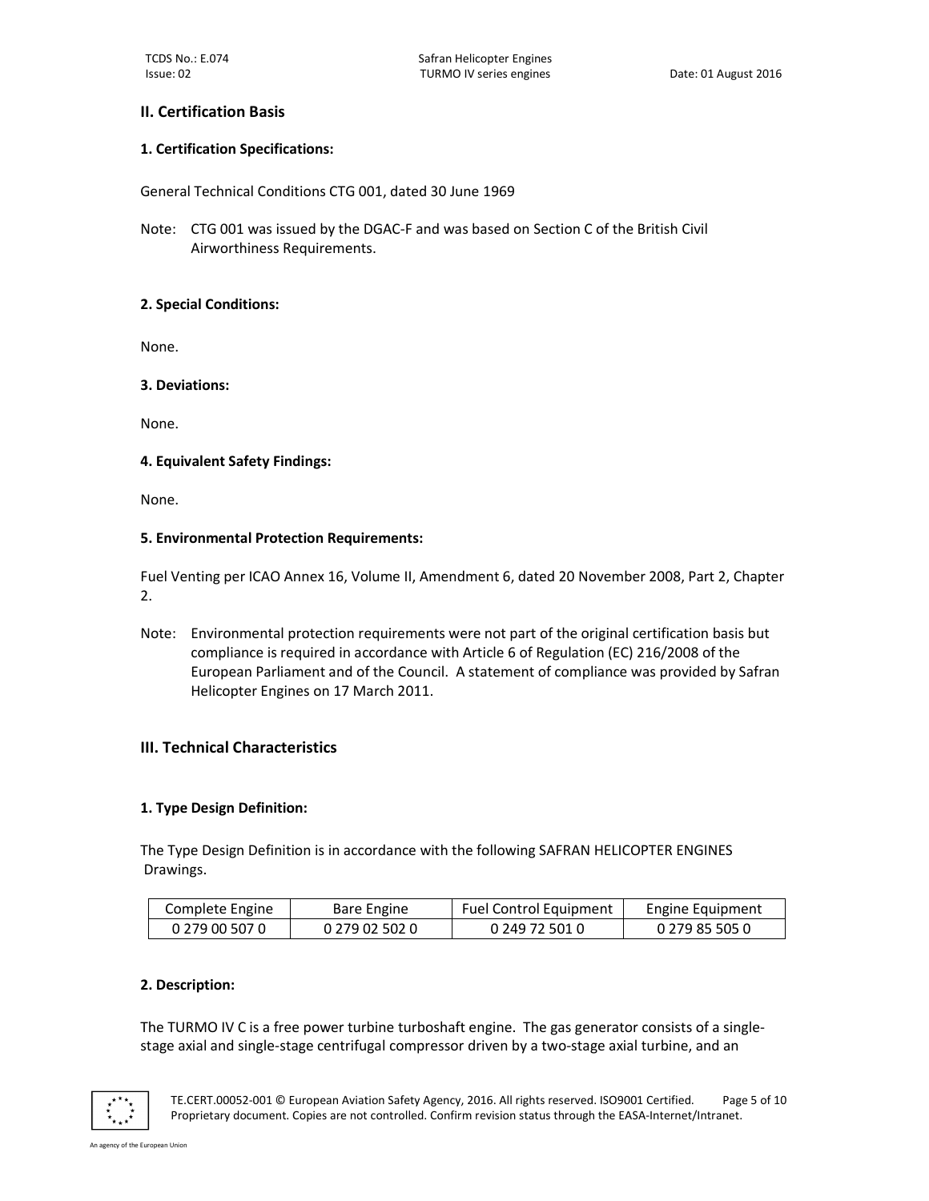## II. Certification Basis

### 1. Certification Specifications:

General Technical Conditions CTG 001, dated 30 June 1969

Note: CTG 001 was issued by the DGAC-F and was based on Section C of the British Civil Airworthiness Requirements.

### 2. Special Conditions:

None.

### 3. Deviations:

None.

### 4. Equivalent Safety Findings:

None.

### 5. Environmental Protection Requirements:

Fuel Venting per ICAO Annex 16, Volume II, Amendment 6, dated 20 November 2008, Part 2, Chapter 2.

Note: Environmental protection requirements were not part of the original certification basis but compliance is required in accordance with Article 6 of Regulation (EC) 216/2008 of the European Parliament and of the Council. A statement of compliance was provided by Safran Helicopter Engines on 17 March 2011.

## III. Technical Characteristics

### 1. Type Design Definition:

The Type Design Definition is in accordance with the following SAFRAN HELICOPTER ENGINES Drawings.

| Complete Engine | Bare Engine | Fuel Control Equipment | Engine Equipment |
|---|---|---|---|
| 0 279 00 507 0 | 0 279 02 502 0 | 0 249 72 501 0 | 0 279 85 505 0 |

### 2. Description:

The TURMO IV C is a free power turbine turboshaft engine. The gas generator consists of a single-stage axial and single-stage centrifugal compressor driven by a two-stage axial turbine, and an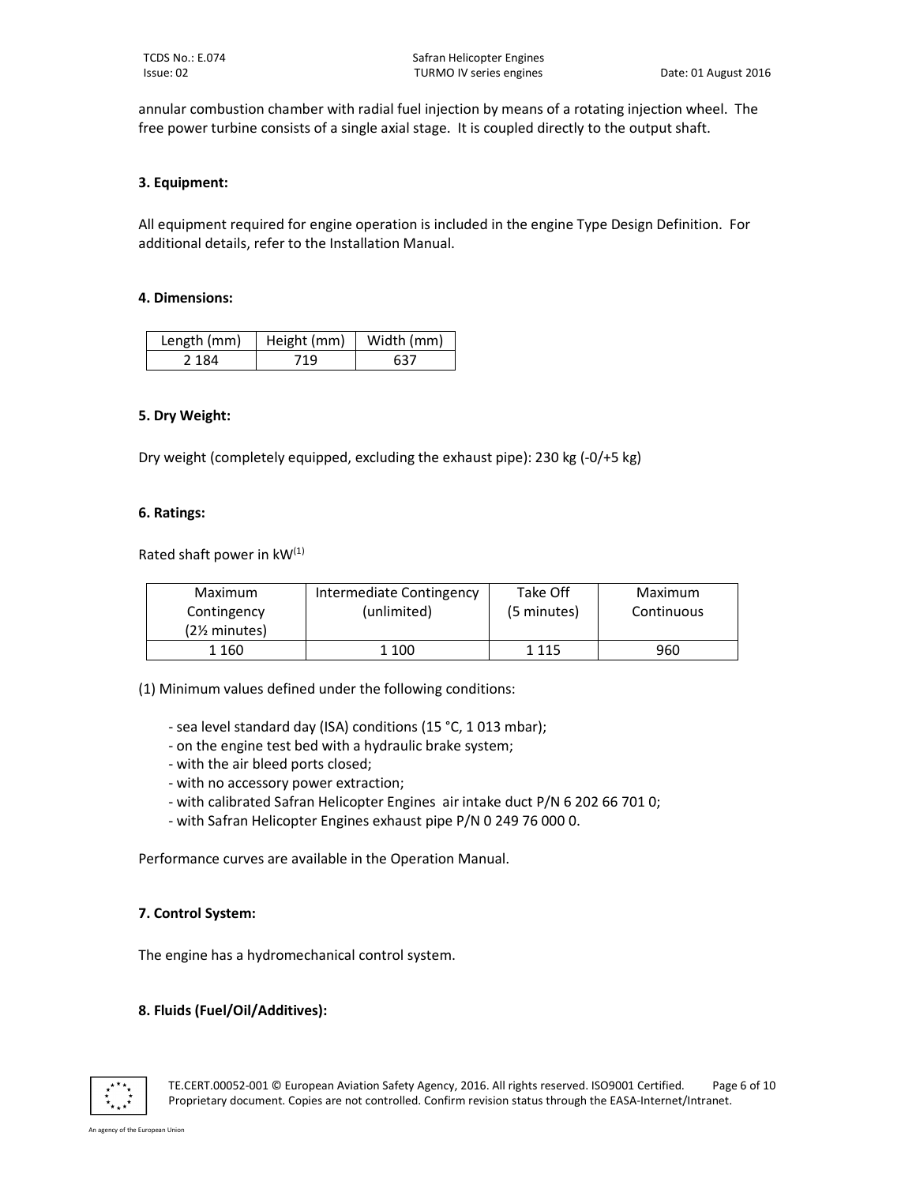annular combustion chamber with radial fuel injection by means of a rotating injection wheel. The free power turbine consists of a single axial stage. It is coupled directly to the output shaft.

**3. Equipment:**

All equipment required for engine operation is included in the engine Type Design Definition. For additional details, refer to the Installation Manual.

**4. Dimensions:**

| Length (mm) | Height (mm) | Width (mm) |
|---|---|---|
| 2 184 | 719 | 637 |

**5. Dry Weight:**

Dry weight (completely equipped, excluding the exhaust pipe): 230 kg (-0/+5 kg)

**6. Ratings:**

Rated shaft power in kW[(1)]

| Maximum Contingency (2½ minutes) | Intermediate Contingency (unlimited) | Take Off (5 minutes) | Maximum Continuous |
|---|---|---|---|
| 1 160 | 1 100 | 1 115 | 960 |

(1) Minimum values defined under the following conditions:

- sea level standard day (ISA) conditions (15 °C, 1 013 mbar);
- on the engine test bed with a hydraulic brake system;
- with the air bleed ports closed;
- with no accessory power extraction;
- with calibrated Safran Helicopter Engines air intake duct P/N 6 202 66 701 0;
- with Safran Helicopter Engines exhaust pipe P/N 0 249 76 000 0.

Performance curves are available in the Operation Manual.

**7. Control System:**

The engine has a hydromechanical control system.

**8. Fluids (Fuel/Oil/Additives):**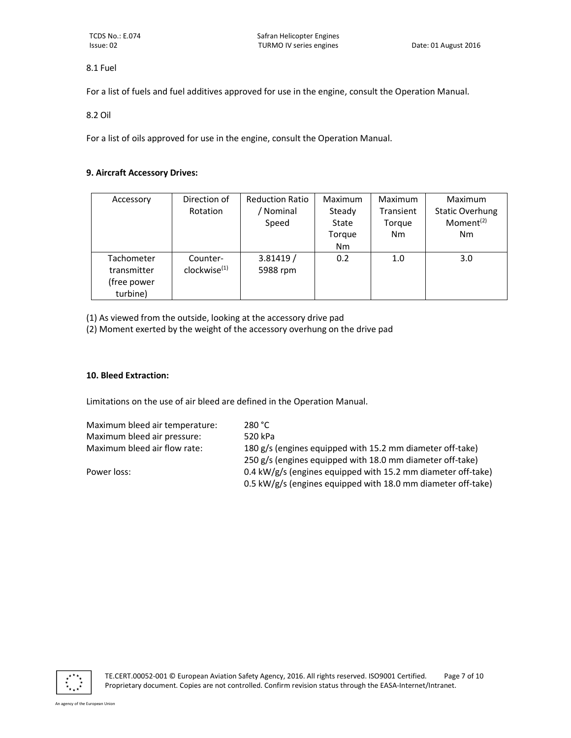8.1 Fuel

For a list of fuels and fuel additives approved for use in the engine, consult the Operation Manual.

8.2 Oil

For a list of oils approved for use in the engine, consult the Operation Manual.

**9. Aircraft Accessory Drives:**

| Accessory | Direction of Rotation | Reduction Ratio / Nominal Speed | Maximum Steady State Torque Nm | Maximum Transient Torque Nm | Maximum Static Overhung Moment[(2)] Nm |
|---|---|---|---|---|---|
| Tachometer transmitter (free power turbine) | Counter-clockwise[(1)] | 3.81419 / 5988 rpm | 0.2 | 1.0 | 3.0 |

(1) As viewed from the outside, looking at the accessory drive pad
(2) Moment exerted by the weight of the accessory overhung on the drive pad

**10. Bleed Extraction:**

Limitations on the use of air bleed are defined in the Operation Manual.

| | |
|---|---|
| Maximum bleed air temperature: | 280 °C |
| Maximum bleed air pressure: | 520 kPa |
| Maximum bleed air flow rate: | 180 g/s (engines equipped with 15.2 mm diameter off-take)<br>250 g/s (engines equipped with 18.0 mm diameter off-take) |
| Power loss: | 0.4 kW/g/s (engines equipped with 15.2 mm diameter off-take)<br>0.5 kW/g/s (engines equipped with 18.0 mm diameter off-take) |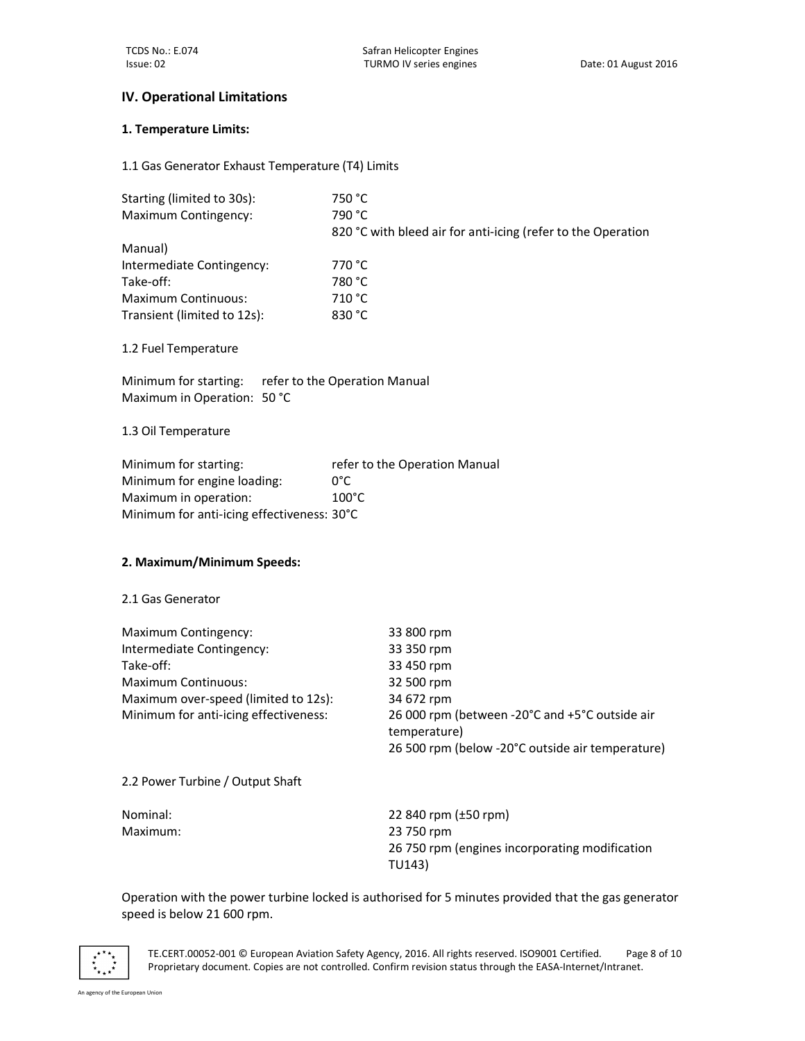## IV. Operational Limitations

### 1. Temperature Limits:

1.1 Gas Generator Exhaust Temperature (T4) Limits

| | |
|---|---|
| Starting (limited to 30s): | 750 °C |
| Maximum Contingency: | 790 °C<br>820 °C with bleed air for anti-icing (refer to the Operation Manual) |
| Intermediate Contingency: | 770 °C |
| Take-off: | 780 °C |
| Maximum Continuous: | 710 °C |
| Transient (limited to 12s): | 830 °C |

1.2 Fuel Temperature

| | |
|---|---|
| Minimum for starting: | refer to the Operation Manual |
| Maximum in Operation: | 50 °C |

1.3 Oil Temperature

| | |
|---|---|
| Minimum for starting: | refer to the Operation Manual |
| Minimum for engine loading: | 0°C |
| Maximum in operation: | 100°C |
| Minimum for anti-icing effectiveness: | 30°C |

### 2. Maximum/Minimum Speeds:

2.1 Gas Generator

| | |
|---|---|
| Maximum Contingency: | 33 800 rpm |
| Intermediate Contingency: | 33 350 rpm |
| Take-off: | 33 450 rpm |
| Maximum Continuous: | 32 500 rpm |
| Maximum over-speed (limited to 12s): | 34 672 rpm |
| Minimum for anti-icing effectiveness: | 26 000 rpm (between -20°C and +5°C outside air temperature)<br>26 500 rpm (below -20°C outside air temperature) |

2.2 Power Turbine / Output Shaft

| | |
|---|---|
| Nominal: | 22 840 rpm (±50 rpm) |
| Maximum: | 23 750 rpm<br>26 750 rpm (engines incorporating modification TU143) |

Operation with the power turbine locked is authorised for 5 minutes provided that the gas generator speed is below 21 600 rpm.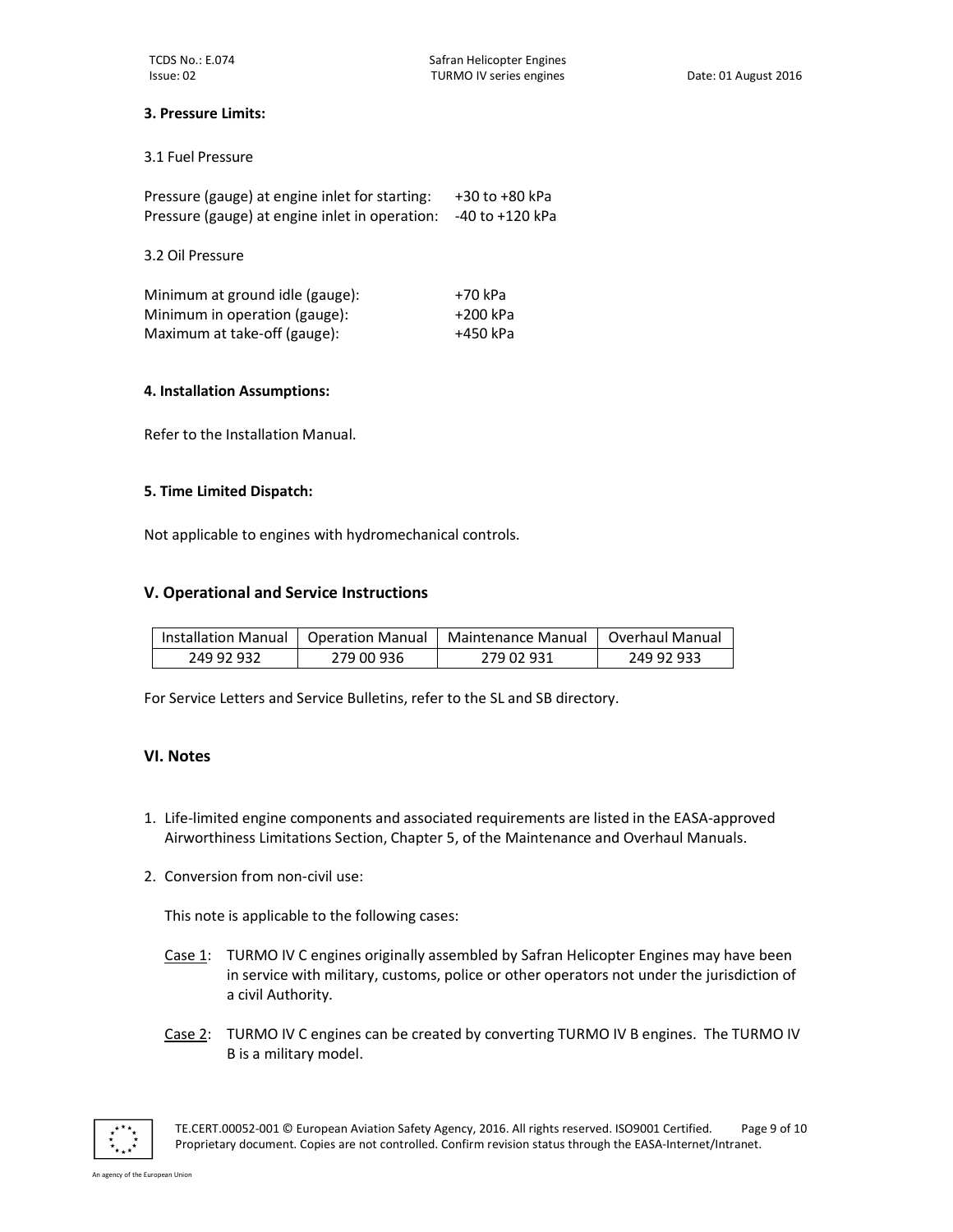**3. Pressure Limits:**

3.1 Fuel Pressure

| | |
|---|---|
| Pressure (gauge) at engine inlet for starting: | +30 to +80 kPa |
| Pressure (gauge) at engine inlet in operation: | -40 to +120 kPa |

3.2 Oil Pressure

| | |
|---|---|
| Minimum at ground idle (gauge): | +70 kPa |
| Minimum in operation (gauge): | +200 kPa |
| Maximum at take-off (gauge): | +450 kPa |

**4. Installation Assumptions:**

Refer to the Installation Manual.

**5. Time Limited Dispatch:**

Not applicable to engines with hydromechanical controls.

## V. Operational and Service Instructions

| Installation Manual | Operation Manual | Maintenance Manual | Overhaul Manual |
|---|---|---|---|
| 249 92 932 | 279 00 936 | 279 02 931 | 249 92 933 |

For Service Letters and Service Bulletins, refer to the SL and SB directory.

## VI. Notes

1. Life-limited engine components and associated requirements are listed in the EASA-approved Airworthiness Limitations Section, Chapter 5, of the Maintenance and Overhaul Manuals.

2. Conversion from non-civil use:

   This note is applicable to the following cases:

   Case 1: TURMO IV C engines originally assembled by Safran Helicopter Engines may have been in service with military, customs, police or other operators not under the jurisdiction of a civil Authority.

   Case 2: TURMO IV C engines can be created by converting TURMO IV B engines. The TURMO IV B is a military model.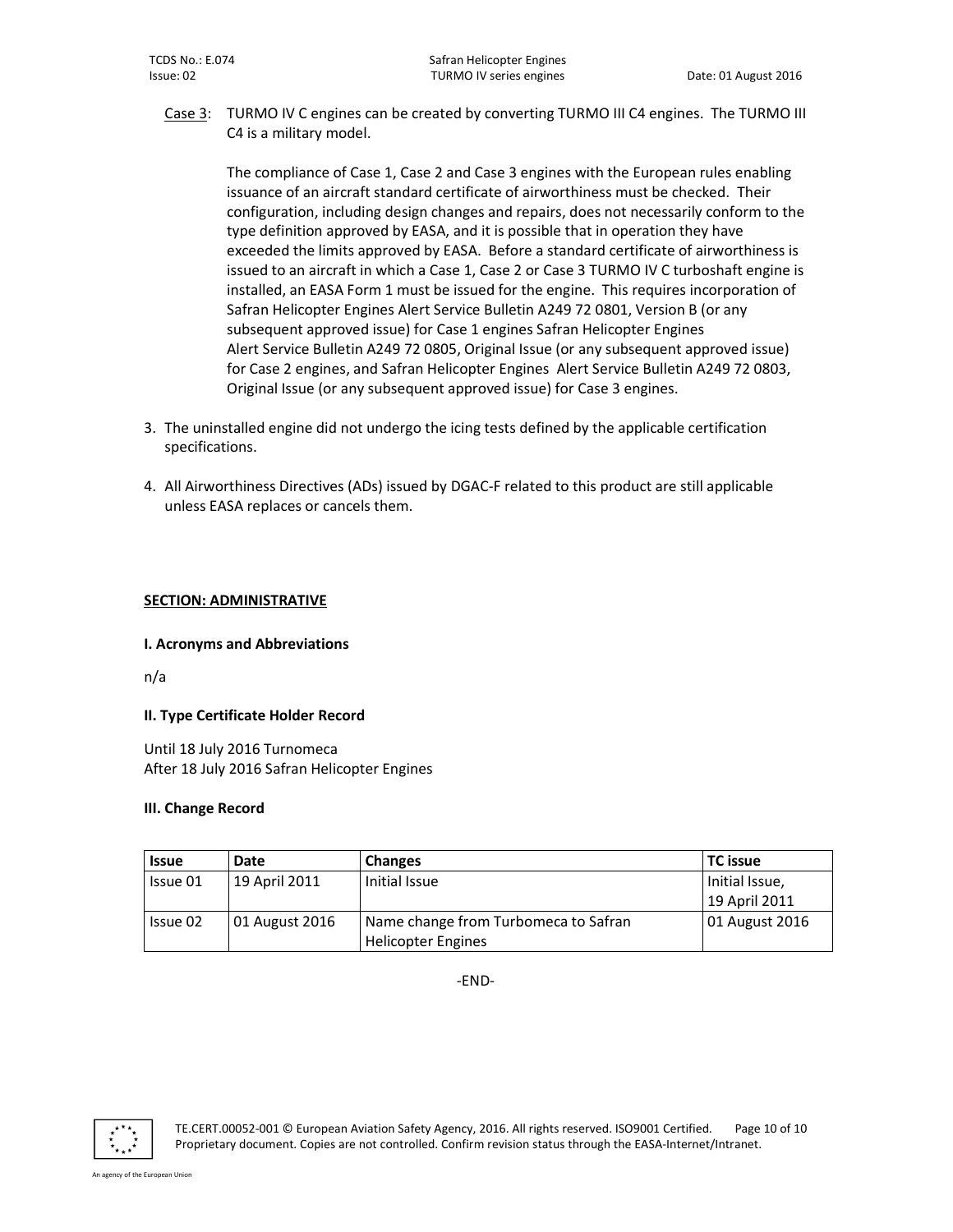Case 3: TURMO IV C engines can be created by converting TURMO III C4 engines. The TURMO III C4 is a military model.

The compliance of Case 1, Case 2 and Case 3 engines with the European rules enabling issuance of an aircraft standard certificate of airworthiness must be checked. Their configuration, including design changes and repairs, does not necessarily conform to the type definition approved by EASA, and it is possible that in operation they have exceeded the limits approved by EASA. Before a standard certificate of airworthiness is issued to an aircraft in which a Case 1, Case 2 or Case 3 TURMO IV C turboshaft engine is installed, an EASA Form 1 must be issued for the engine. This requires incorporation of Safran Helicopter Engines Alert Service Bulletin A249 72 0801, Version B (or any subsequent approved issue) for Case 1 engines Safran Helicopter Engines Alert Service Bulletin A249 72 0805, Original Issue (or any subsequent approved issue) for Case 2 engines, and Safran Helicopter Engines Alert Service Bulletin A249 72 0803, Original Issue (or any subsequent approved issue) for Case 3 engines.

3. The uninstalled engine did not undergo the icing tests defined by the applicable certification specifications.

4. All Airworthiness Directives (ADs) issued by DGAC-F related to this product are still applicable unless EASA replaces or cancels them.

## SECTION: ADMINISTRATIVE

### I. Acronyms and Abbreviations

n/a

### II. Type Certificate Holder Record

Until 18 July 2016 Turnomeca
After 18 July 2016 Safran Helicopter Engines

### III. Change Record

| Issue | Date | Changes | TC issue |
| --- | --- | --- | --- |
| Issue 01 | 19 April 2011 | Initial Issue | Initial Issue, 19 April 2011 |
| Issue 02 | 01 August 2016 | Name change from Turbomeca to Safran Helicopter Engines | 01 August 2016 |

-END-